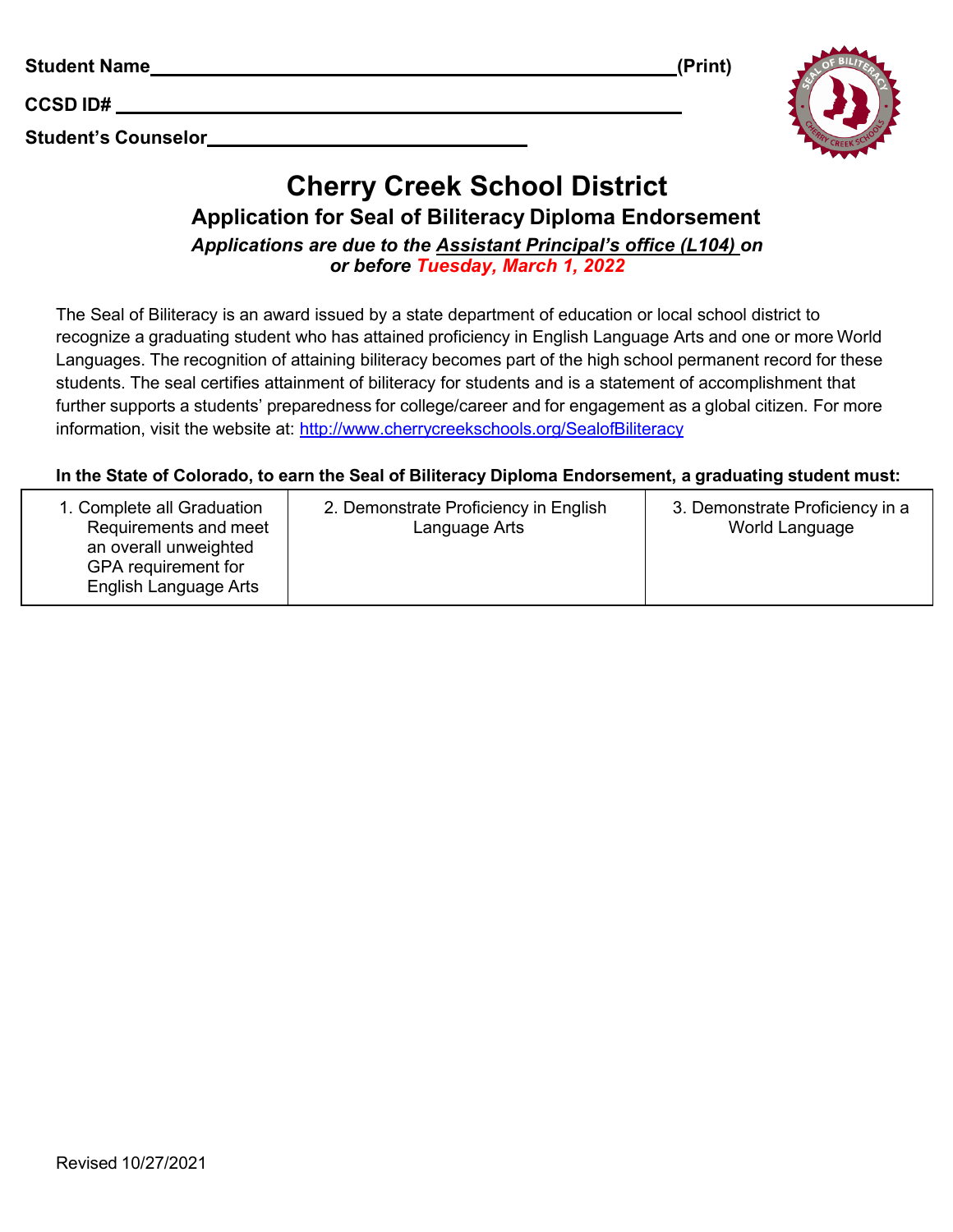**Student Name**\_\_\_\_\_\_\_\_\_\_\_\_\_\_\_\_\_\_\_\_\_\_\_\_\_\_\_\_\_\_\_\_\_\_\_\_\_\_\_\_\_\_**(Print)**

**CCSD ID#** \_\_\_\_\_\_\_\_\_\_\_\_\_\_\_\_\_\_\_\_\_\_\_\_\_\_\_\_\_\_\_\_\_\_\_\_\_\_\_\_\_\_

**Student's Counselor**\_\_\_\_\_\_\_\_\_\_\_\_\_\_\_\_\_\_\_\_\_\_\_\_\_\_\_\_

# Cherry Creek School District

## Application for Seal of Biliteracy Diploma Endorsement

***Applications are due to the Assistant Principal's office (L104) on or before Tuesday, March 1, 2022***

The Seal of Biliteracy is an award issued by a state department of education or local school district to recognize a graduating student who has attained proficiency in English Language Arts and one or more World Languages. The recognition of attaining biliteracy becomes part of the high school permanent record for these students. The seal certifies attainment of biliteracy for students and is a statement of accomplishment that further supports a students' preparedness for college/career and for engagement as a global citizen. For more information, visit the website at: http://www.cherrycreekschools.org/SealofBiliteracy

**In the State of Colorado, to earn the Seal of Biliteracy Diploma Endorsement, a graduating student must:**

| 1. Complete all Graduation Requirements and meet an overall unweighted GPA requirement for English Language Arts | 2. Demonstrate Proficiency in English Language Arts | 3. Demonstrate Proficiency in a World Language |
|---|---|---|

Revised 10/27/2021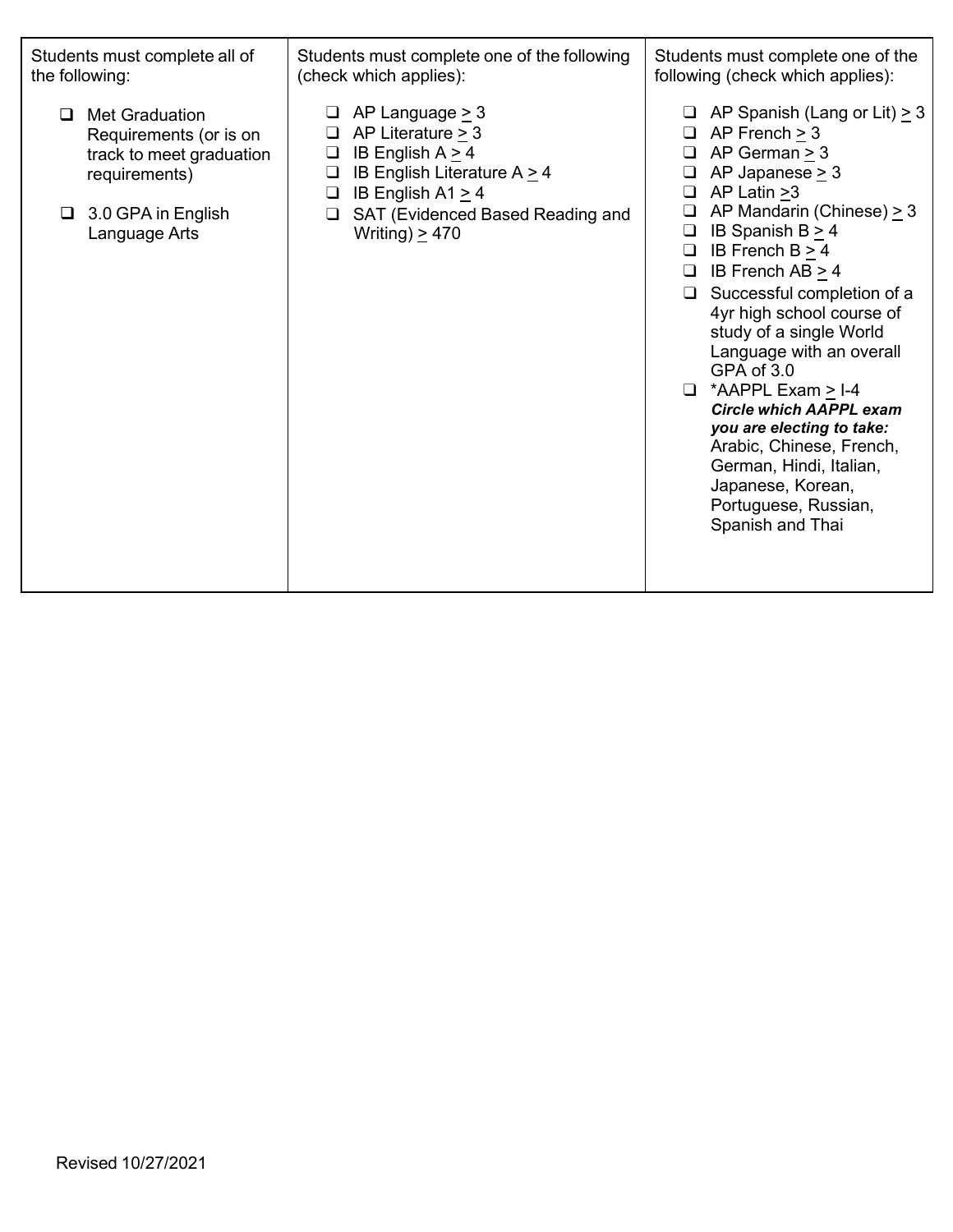| Students must complete all of the following: | Students must complete one of the following (check which applies): | Students must complete one of the following (check which applies): |
|---|---|---|
| ❑ Met Graduation Requirements (or is on track to meet graduation requirements)<br><br>❑ 3.0 GPA in English Language Arts | ❑ AP Language ≥ 3<br>❑ AP Literature ≥ 3<br>❑ IB English A ≥ 4<br>❑ IB English Literature A ≥ 4<br>❑ IB English A1 ≥ 4<br>❑ SAT (Evidenced Based Reading and Writing) ≥ 470 | ❑ AP Spanish (Lang or Lit) ≥ 3<br>❑ AP French ≥ 3<br>❑ AP German ≥ 3<br>❑ AP Japanese ≥ 3<br>❑ AP Latin ≥3<br>❑ AP Mandarin (Chinese) ≥ 3<br>❑ IB Spanish B ≥ 4<br>❑ IB French B ≥ 4<br>❑ IB French AB ≥ 4<br>❑ Successful completion of a 4yr high school course of study of a single World Language with an overall GPA of 3.0<br>❑ *AAPPL Exam ≥ I-4<br>***Circle which AAPPL exam you are electing to take:***<br>Arabic, Chinese, French, German, Hindi, Italian, Japanese, Korean, Portuguese, Russian, Spanish and Thai |

Revised 10/27/2021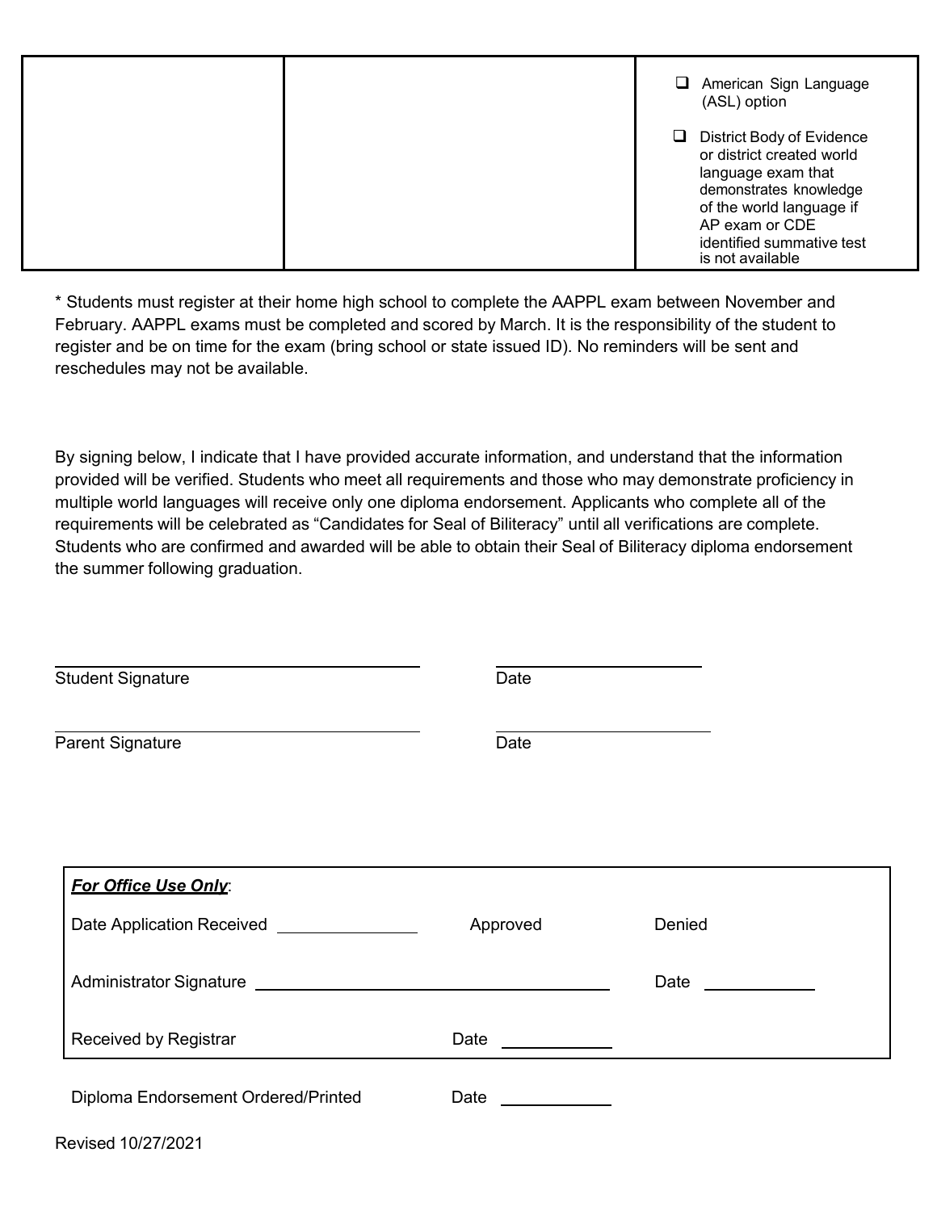| | | |
|---|---|---|
| | | ❑ American Sign Language (ASL) option<br><br>❑ District Body of Evidence or district created world language exam that demonstrates knowledge of the world language if AP exam or CDE identified summative test is not available |

* Students must register at their home high school to complete the AAPPL exam between November and February. AAPPL exams must be completed and scored by March. It is the responsibility of the student to register and be on time for the exam (bring school or state issued ID). No reminders will be sent and reschedules may not be available.

By signing below, I indicate that I have provided accurate information, and understand that the information provided will be verified. Students who meet all requirements and those who may demonstrate proficiency in multiple world languages will receive only one diploma endorsement. Applicants who complete all of the requirements will be celebrated as "Candidates for Seal of Biliteracy" until all verifications are complete. Students who are confirmed and awarded will be able to obtain their Seal of Biliteracy diploma endorsement the summer following graduation.

______________________________ ______________
Student Signature Date

______________________________ ______________
Parent Signature Date

***For Office Use Only***:

Date Application Received ____________ Approved Denied

Administrator Signature ______________________________ Date __________

Received by Registrar Date __________

Diploma Endorsement Ordered/Printed Date __________

Revised 10/27/2021